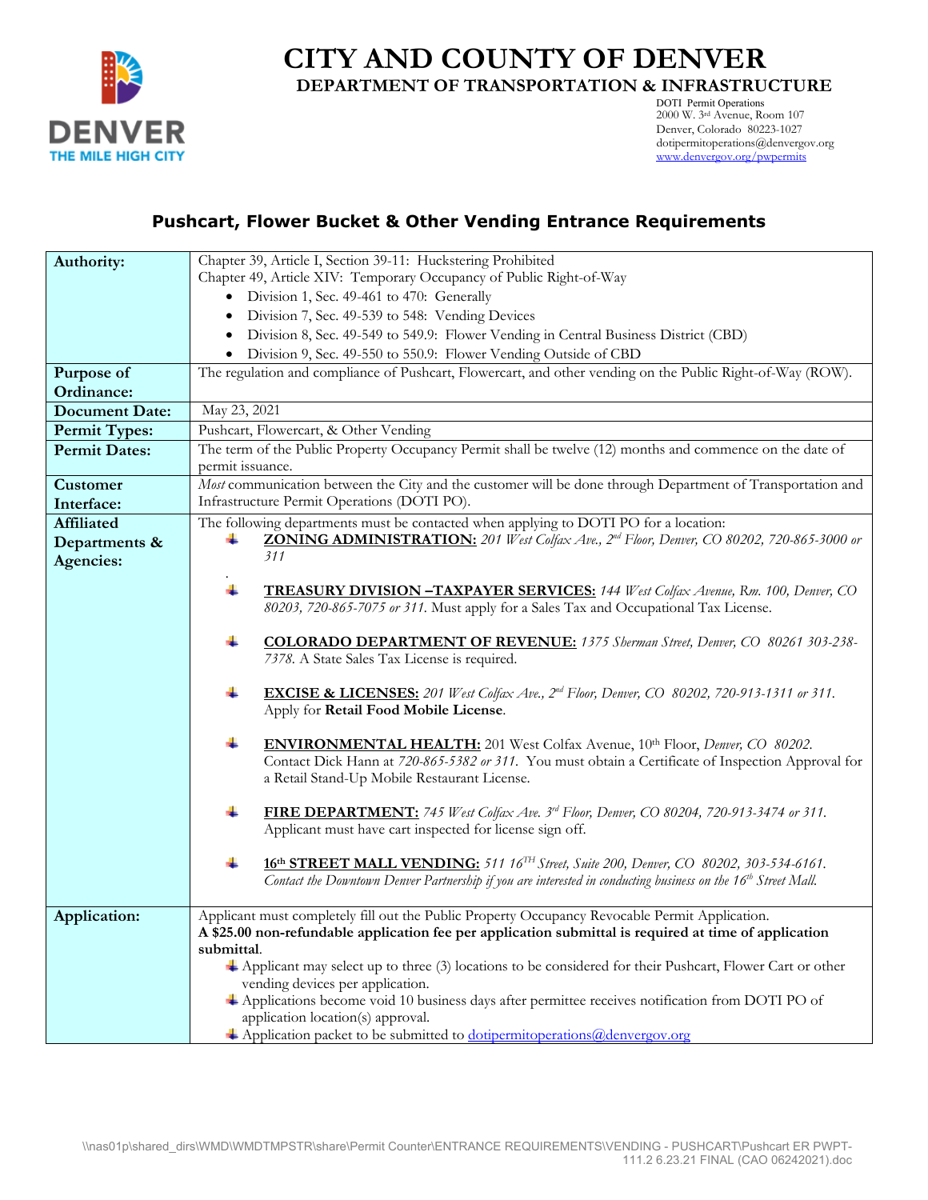# CITY AND COUNTY OF DENVER

## DEPARTMENT OF TRANSPORTATION & INFRASTRUCTURE

DOTI Permit Operations
2000 W. 3rd Avenue, Room 107
Denver, Colorado 80223-1027
dotipermitoperations@denvergov.org
www.denvergov.org/pwpermits

## Pushcart, Flower Bucket & Other Vending Entrance Requirements

| | |
|---|---|
| **Authority:** | Chapter 39, Article I, Section 39-11: Huckstering Prohibited<br>Chapter 49, Article XIV: Temporary Occupancy of Public Right-of-Way<br>• Division 1, Sec. 49-461 to 470: Generally<br>• Division 7, Sec. 49-539 to 548: Vending Devices<br>• Division 8, Sec. 49-549 to 549.9: Flower Vending in Central Business District (CBD)<br>• Division 9, Sec. 49-550 to 550.9: Flower Vending Outside of CBD |
| **Purpose of Ordinance:** | The regulation and compliance of Pushcart, Flowercart, and other vending on the Public Right-of-Way (ROW). |
| **Document Date:** | May 23, 2021 |
| **Permit Types:** | Pushcart, Flowercart, & Other Vending |
| **Permit Dates:** | The term of the Public Property Occupancy Permit shall be twelve (12) months and commence on the date of permit issuance. |
| **Customer Interface:** | *Most* communication between the City and the customer will be done through Department of Transportation and Infrastructure Permit Operations (DOTI PO). |
| **Affiliated Departments & Agencies:** | The following departments must be contacted when applying to DOTI PO for a location:<br>• **ZONING ADMINISTRATION:** *201 West Colfax Ave., 2nd Floor, Denver, CO 80202, 720-865-3000 or 311*<br>• **TREASURY DIVISION –TAXPAYER SERVICES:** *144 West Colfax Avenue, Rm. 100, Denver, CO 80203, 720-865-7075 or 311.* Must apply for a Sales Tax and Occupational Tax License.<br>• **COLORADO DEPARTMENT OF REVENUE:** *1375 Sherman Street, Denver, CO 80261 303-238-7378.* A State Sales Tax License is required.<br>• **EXCISE & LICENSES:** *201 West Colfax Ave., 2nd Floor, Denver, CO 80202, 720-913-1311 or 311.* Apply for **Retail Food Mobile License**.<br>• **ENVIRONMENTAL HEALTH:** 201 West Colfax Avenue, 10th Floor, *Denver, CO 80202.* Contact Dick Hann at *720-865-5382 or 311.* You must obtain a Certificate of Inspection Approval for a Retail Stand-Up Mobile Restaurant License.<br>• **FIRE DEPARTMENT:** *745 West Colfax Ave. 3rd Floor, Denver, CO 80204, 720-913-3474 or 311.* Applicant must have cart inspected for license sign off.<br>• **16th STREET MALL VENDING:** *511 16TH Street, Suite 200, Denver, CO 80202, 303-534-6161. Contact the Downtown Denver Partnership if you are interested in conducting business on the 16th Street Mall.* |
| **Application:** | Applicant must completely fill out the Public Property Occupancy Revocable Permit Application.<br>**A $25.00 non-refundable application fee per application submittal is required at time of application submittal.**<br>• Applicant may select up to three (3) locations to be considered for their Pushcart, Flower Cart or other vending devices per application.<br>• Applications become void 10 business days after permittee receives notification from DOTI PO of application location(s) approval.<br>• Application packet to be submitted to dotipermitoperations@denvergov.org |

\\nas01p\shared_dirs\WMD\WMDTMPSTR\share\Permit Counter\ENTRANCE REQUIREMENTS\VENDING - PUSHCART\Pushcart ER PWPT-111.2 6.23.21 FINAL (CAO 06242021).doc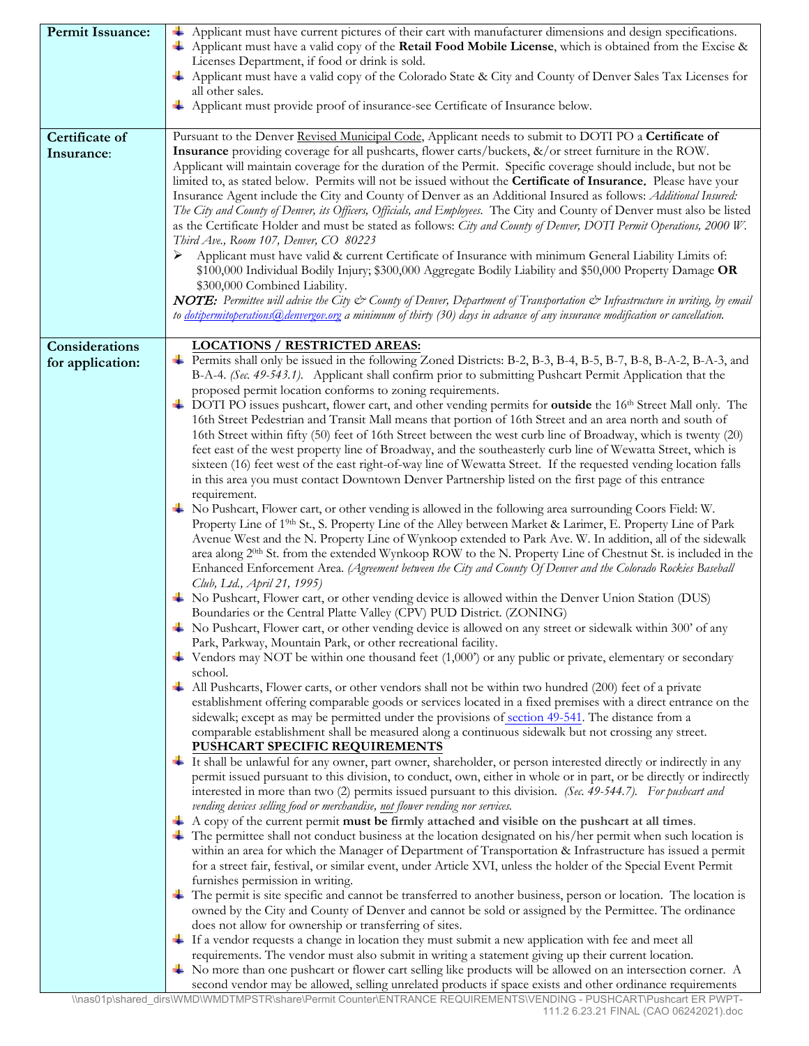| | |
|---|---|
| **Permit Issuance:** | - Applicant must have current pictures of their cart with manufacturer dimensions and design specifications.<br>- Applicant must have a valid copy of the **Retail Food Mobile License**, which is obtained from the Excise & Licenses Department, if food or drink is sold.<br>- Applicant must have a valid copy of the Colorado State & City and County of Denver Sales Tax Licenses for all other sales.<br>- Applicant must provide proof of insurance-see Certificate of Insurance below. |
| **Certificate of Insurance:** | Pursuant to the Denver Revised Municipal Code, Applicant needs to submit to DOTI PO a **Certificate of Insurance** providing coverage for all pushcarts, flower carts/buckets, &/or street furniture in the ROW. Applicant will maintain coverage for the duration of the Permit. Specific coverage should include, but not be limited to, as stated below. Permits will not be issued without the **Certificate of Insurance.** Please have your Insurance Agent include the City and County of Denver as an Additional Insured as follows: *Additional Insured: The City and County of Denver, its Officers, Officials, and Employees.* The City and County of Denver must also be listed as the Certificate Holder and must be stated as follows: *City and County of Denver, DOTI Permit Operations, 2000 W. Third Ave., Room 107, Denver, CO 80223*<br>- Applicant must have valid & current Certificate of Insurance with minimum General Liability Limits of: \$100,000 Individual Bodily Injury; \$300,000 Aggregate Bodily Liability and \$50,000 Property Damage **OR** \$300,000 Combined Liability.<br>***NOTE:*** *Permittee will advise the City & County of Denver, Department of Transportation & Infrastructure in writing, by email to dotipermitoperations@denvergov.org a minimum of thirty (30) days in advance of any insurance modification or cancellation.* |
| **Considerations for application:** | **LOCATIONS / RESTRICTED AREAS:**<br>- Permits shall only be issued in the following Zoned Districts: B-2, B-3, B-4, B-5, B-7, B-8, B-A-2, B-A-3, and B-A-4. *(Sec. 49-543.1).* Applicant shall confirm prior to submitting Pushcart Permit Application that the proposed permit location conforms to zoning requirements.<br>- DOTI PO issues pushcart, flower cart, and other vending permits for **outside** the 16th Street Mall only. The 16th Street Pedestrian and Transit Mall means that portion of 16th Street and an area north and south of 16th Street within fifty (50) feet of 16th Street between the west curb line of Broadway, which is twenty (20) feet east of the west property line of Broadway, and the southeasterly curb line of Wewatta Street, which is sixteen (16) feet west of the east right-of-way line of Wewatta Street. If the requested vending location falls in this area you must contact Downtown Denver Partnership listed on the first page of this entrance requirement.<br>- No Pushcart, Flower cart, or other vending is allowed in the following area surrounding Coors Field: W. Property Line of 19th St., S. Property Line of the Alley between Market & Larimer, E. Property Line of Park Avenue West and the N. Property Line of Wynkoop extended to Park Ave. W. In addition, all of the sidewalk area along 20th St. from the extended Wynkoop ROW to the N. Property Line of Chestnut St. is included in the Enhanced Enforcement Area. *(Agreement between the City and County Of Denver and the Colorado Rockies Baseball Club, Ltd., April 21, 1995)*<br>- No Pushcart, Flower cart, or other vending device is allowed within the Denver Union Station (DUS) Boundaries or the Central Platte Valley (CPV) PUD District. (ZONING)<br>- No Pushcart, Flower cart, or other vending device is allowed on any street or sidewalk within 300' of any Park, Parkway, Mountain Park, or other recreational facility.<br>- Vendors may NOT be within one thousand feet (1,000') or any public or private, elementary or secondary school.<br>- All Pushcarts, Flower carts, or other vendors shall not be within two hundred (200) feet of a private establishment offering comparable goods or services located in a fixed premises with a direct entrance on the sidewalk; except as may be permitted under the provisions of section 49-541. The distance from a comparable establishment shall be measured along a continuous sidewalk but not crossing any street.<br>**PUSHCART SPECIFIC REQUIREMENTS**<br>- It shall be unlawful for any owner, part owner, shareholder, or person interested directly or indirectly in any permit issued pursuant to this division, to conduct, own, either in whole or in part, or be directly or indirectly interested in more than two (2) permits issued pursuant to this division. *(Sec. 49-544.7). For pushcart and vending devices selling food or merchandise, not flower vending nor services.*<br>- A copy of the current permit **must be firmly attached and visible on the pushcart at all times**.<br>- The permittee shall not conduct business at the location designated on his/her permit when such location is within an area for which the Manager of Department of Transportation & Infrastructure has issued a permit for a street fair, festival, or similar event, under Article XVI, unless the holder of the Special Event Permit furnishes permission in writing.<br>- The permit is site specific and cannot be transferred to another business, person or location. The location is owned by the City and County of Denver and cannot be sold or assigned by the Permittee. The ordinance does not allow for ownership or transferring of sites.<br>- If a vendor requests a change in location they must submit a new application with fee and meet all requirements. The vendor must also submit in writing a statement giving up their current location.<br>- No more than one pushcart or flower cart selling like products will be allowed on an intersection corner. A second vendor may be allowed, selling unrelated products if space exists and other ordinance requirements |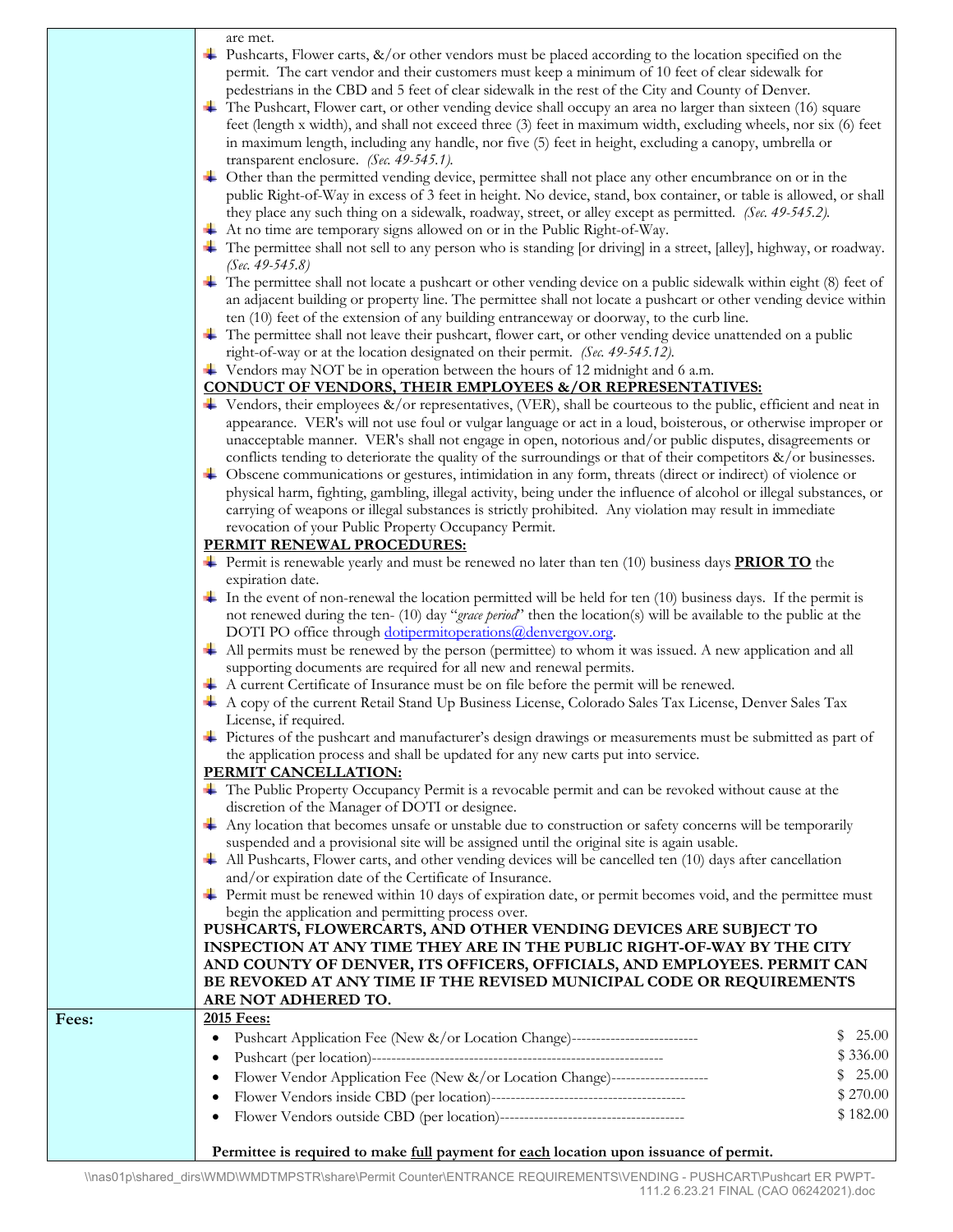are met.

- Pushcarts, Flower carts, &/or other vendors must be placed according to the location specified on the permit. The cart vendor and their customers must keep a minimum of 10 feet of clear sidewalk for pedestrians in the CBD and 5 feet of clear sidewalk in the rest of the City and County of Denver.
- The Pushcart, Flower cart, or other vending device shall occupy an area no larger than sixteen (16) square feet (length x width), and shall not exceed three (3) feet in maximum width, excluding wheels, nor six (6) feet in maximum length, including any handle, nor five (5) feet in height, excluding a canopy, umbrella or transparent enclosure. *(Sec. 49-545.1).*
- Other than the permitted vending device, permittee shall not place any other encumbrance on or in the public Right-of-Way in excess of 3 feet in height. No device, stand, box container, or table is allowed, or shall they place any such thing on a sidewalk, roadway, street, or alley except as permitted. *(Sec. 49-545.2).*
- At no time are temporary signs allowed on or in the Public Right-of-Way.
- The permittee shall not sell to any person who is standing [or driving] in a street, [alley], highway, or roadway. *(Sec. 49-545.8)*
- The permittee shall not locate a pushcart or other vending device on a public sidewalk within eight (8) feet of an adjacent building or property line. The permittee shall not locate a pushcart or other vending device within ten (10) feet of the extension of any building entranceway or doorway, to the curb line.
- The permittee shall not leave their pushcart, flower cart, or other vending device unattended on a public right-of-way or at the location designated on their permit. *(Sec. 49-545.12).*
- Vendors may NOT be in operation between the hours of 12 midnight and 6 a.m.

**CONDUCT OF VENDORS, THEIR EMPLOYEES &/OR REPRESENTATIVES:**

- Vendors, their employees &/or representatives, (VER), shall be courteous to the public, efficient and neat in appearance. VER's will not use foul or vulgar language or act in a loud, boisterous, or otherwise improper or unacceptable manner. VER's shall not engage in open, notorious and/or public disputes, disagreements or conflicts tending to deteriorate the quality of the surroundings or that of their competitors &/or businesses.
- Obscene communications or gestures, intimidation in any form, threats (direct or indirect) of violence or physical harm, fighting, gambling, illegal activity, being under the influence of alcohol or illegal substances, or carrying of weapons or illegal substances is strictly prohibited. Any violation may result in immediate revocation of your Public Property Occupancy Permit.

**PERMIT RENEWAL PROCEDURES:**

- Permit is renewable yearly and must be renewed no later than ten (10) business days **PRIOR TO** the expiration date.
- In the event of non-renewal the location permitted will be held for ten (10) business days. If the permit is not renewed during the ten- (10) day "*grace period*" then the location(s) will be available to the public at the DOTI PO office through dotipermitoperations@denvergov.org.
- All permits must be renewed by the person (permittee) to whom it was issued. A new application and all supporting documents are required for all new and renewal permits.
- A current Certificate of Insurance must be on file before the permit will be renewed.
- A copy of the current Retail Stand Up Business License, Colorado Sales Tax License, Denver Sales Tax License, if required.
- Pictures of the pushcart and manufacturer's design drawings or measurements must be submitted as part of the application process and shall be updated for any new carts put into service.

**PERMIT CANCELLATION:**

- The Public Property Occupancy Permit is a revocable permit and can be revoked without cause at the discretion of the Manager of DOTI or designee.
- Any location that becomes unsafe or unstable due to construction or safety concerns will be temporarily suspended and a provisional site will be assigned until the original site is again usable.
- All Pushcarts, Flower carts, and other vending devices will be cancelled ten (10) days after cancellation and/or expiration date of the Certificate of Insurance.
- Permit must be renewed within 10 days of expiration date, or permit becomes void, and the permittee must begin the application and permitting process over.

**PUSHCARTS, FLOWERCARTS, AND OTHER VENDING DEVICES ARE SUBJECT TO INSPECTION AT ANY TIME THEY ARE IN THE PUBLIC RIGHT-OF-WAY BY THE CITY AND COUNTY OF DENVER, ITS OFFICERS, OFFICIALS, AND EMPLOYEES. PERMIT CAN BE REVOKED AT ANY TIME IF THE REVISED MUNICIPAL CODE OR REQUIREMENTS ARE NOT ADHERED TO.**

**Fees:**

**2015 Fees:**

| Fee | Amount |
|---|---|
| Pushcart Application Fee (New &/or Location Change) | $ 25.00 |
| Pushcart (per location) | $ 336.00 |
| Flower Vendor Application Fee (New &/or Location Change) | $ 25.00 |
| Flower Vendors inside CBD (per location) | $ 270.00 |
| Flower Vendors outside CBD (per location) | $ 182.00 |

**Permittee is required to make full payment for each location upon issuance of permit.**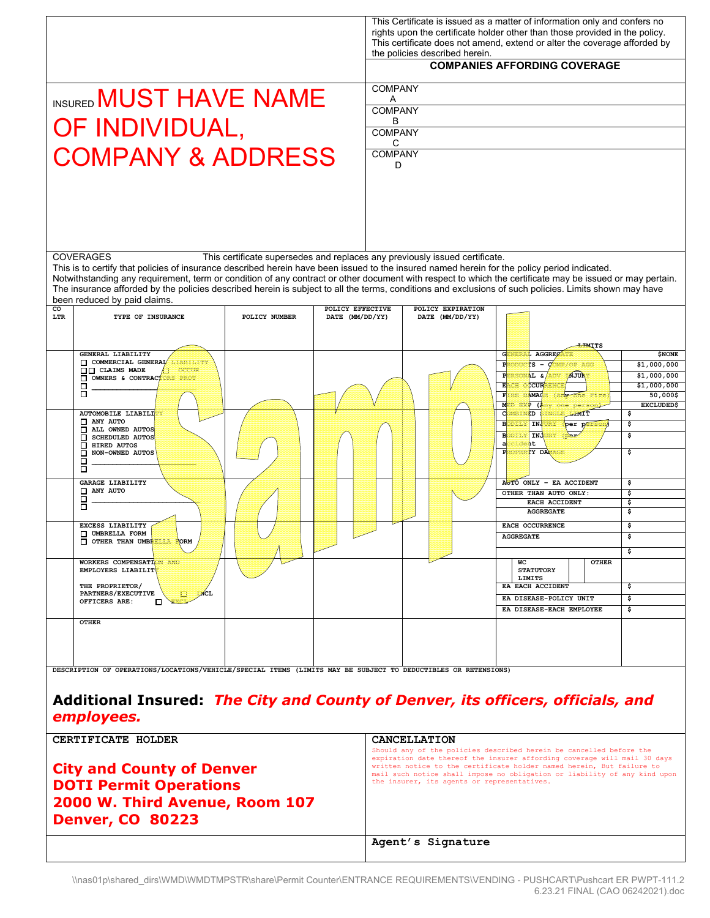This Certificate is issued as a matter of information only and confers no rights upon the certificate holder other than those provided in the policy. This certificate does not amend, extend or alter the coverage afforded by the policies described herein.

| INSURED **MUST HAVE NAME OF INDIVIDUAL, COMPANY & ADDRESS** | COMPANIES AFFORDING COVERAGE |
|---|---|
| | COMPANY A |
| | COMPANY B |
| | COMPANY C |
| | COMPANY D |

COVERAGES This certificate supersedes and replaces any previously issued certificate.

This is to certify that policies of insurance described herein have been issued to the insured named herein for the policy period indicated. Notwithstanding any requirement, term or condition of any contract or other document with respect to which the certificate may be issued or may pertain. The insurance afforded by the policies described herein is subject to all the terms, conditions and exclusions of such policies. Limits shown may have been reduced by paid claims.

| CO LTR | TYPE OF INSURANCE | POLICY NUMBER | POLICY EFFECTIVE DATE (MM/DD/YY) | POLICY EXPIRATION DATE (MM/DD/YY) | LIMITS | |
|---|---|---|---|---|---|---|
| | GENERAL LIABILITY<br>☐ COMMERCIAL GENERAL LIABILITY<br>☐☐ CLAIMS MADE ☐ OCCUR<br>☐ OWNERS & CONTRACTORS PROT<br>☐ ____________<br>☐ | | | | GENERAL AGGREGATE | $NONE |
| | | | | | PRODUCTS - COMP/OP AGG | $1,000,000 |
| | | | | | PERSONAL & ADV INJURY | $1,000,000 |
| | | | | | EACH OCCURRENCE | $1,000,000 |
| | | | | | FIRE DAMAGE (Any one Fire) | 50,000$ |
| | | | | | MED EXP (Any one person) | EXCLUDED$ |
| | AUTOMOBILE LIABILITY<br>☐ ANY AUTO<br>☐ ALL OWNED AUTOS<br>☐ SCHEDULED AUTOS<br>☐ HIRED AUTOS<br>☐ NON-OWNED AUTOS<br>☐ ____________<br>☐ | | | | COMBINED SINGLE LIMIT | $ |
| | | | | | BODILY INJURY (per person) | $ |
| | | | | | BODILY INJURY (per accident | $ |
| | | | | | PROPERTY DAMAGE | $ |
| | GARAGE LIABILITY<br>☐ ANY AUTO<br>☐ ____________<br>☐ | | | | AUTO ONLY - EA ACCIDENT | $ |
| | | | | | OTHER THAN AUTO ONLY: | $ |
| | | | | | EACH ACCIDENT | $ |
| | | | | | AGGREGATE | $ |
| | EXCESS LIABILITY<br>☐ UMBRELLA FORM<br>☐ OTHER THAN UMBRELLA FORM | | | | EACH OCCURRENCE | $ |
| | | | | | AGGREGATE | $ |
| | | | | | | $ |
| | WORKERS COMPENSATION AND EMPLOYERS LIABILITY<br>THE PROPRIETOR/ PARTNERS/EXECUTIVE OFFICERS ARE: ☐ INCL ☐ EXCL | | | | WC STATUTORY LIMITS / OTHER | |
| | | | | | EA EACH ACCIDENT | $ |
| | | | | | EA DISEASE-POLICY UNIT | $ |
| | | | | | EA DISEASE-EACH EMPLOYEE | $ |
| | OTHER | | | | | |

DESCRIPTION OF OPERATIONS/LOCATIONS/VEHICLE/SPECIAL ITEMS (LIMITS MAY BE SUBJECT TO DEDUCTIBLES OR RETENSIONS)

**Additional Insured:** ***The City and County of Denver, its officers, officials, and employees.***

| CERTIFICATE HOLDER | CANCELLATION |
|---|---|
| **City and County of Denver**<br>**DOTI Permit Operations**<br>**2000 W. Third Avenue, Room 107**<br>**Denver, CO 80223** | Should any of the policies described herein be cancelled before the expiration date thereof the insurer affording coverage will mail 30 days written notice to the certificate holder named herein, But failure to mail such notice shall impose no obligation or liability of any kind upon the insurer, its agents or representatives. |
| | **Agent's Signature** |

\\nas01p\shared_dirs\WMD\WMDTMPSTR\share\Permit Counter\ENTRANCE REQUIREMENTS\VENDING - PUSHCART\Pushcart ER PWPT-111.2 6.23.21 FINAL (CAO 06242021).doc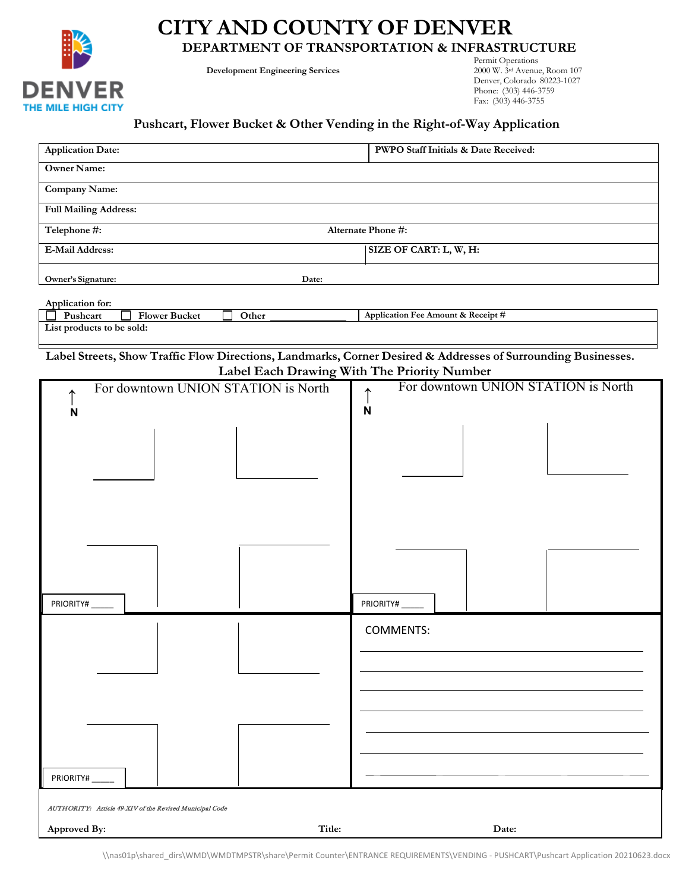# CITY AND COUNTY OF DENVER

## DEPARTMENT OF TRANSPORTATION & INFRASTRUCTURE

DENVER
THE MILE HIGH CITY

**Development Engineering Services**

Permit Operations
2000 W. 3rd Avenue, Room 107
Denver, Colorado 80223-1027
Phone: (303) 446-3759
Fax: (303) 446-3755

### Pushcart, Flower Bucket & Other Vending in the Right-of-Way Application

| **Application Date:** | **PWPO Staff Initials & Date Received:** |
|---|---|
| **Owner Name:** | |
| **Company Name:** | |
| **Full Mailing Address:** | |
| **Telephone #:** | **Alternate Phone #:** |
| **E-Mail Address:** | **SIZE OF CART: L, W, H:** |
| **Owner's Signature:** | **Date:** |

**Application for:**

| ☐ **Pushcart** ☐ **Flower Bucket** ☐ **Other** ______________ | **Application Fee Amount & Receipt #** |
|---|---|
| **List products to be sold:** | |

**Label Streets, Show Traffic Flow Directions, Landmarks, Corner Desired & Addresses of Surrounding Businesses. Label Each Drawing With The Priority Number**

↑ N — For downtown UNION STATION is North

PRIORITY# _____

↑ N — For downtown UNION STATION is North

PRIORITY# _____

PRIORITY# _____

COMMENTS:

_AUTHORITY: Article 49-XIV of the Revised Municipal Code_

**Approved By:** **Title:** **Date:**

\\nas01p\shared_dirs\WMD\WMDTMPSTR\share\Permit Counter\ENTRANCE REQUIREMENTS\VENDING - PUSHCART\Pushcart Application 20210623.docx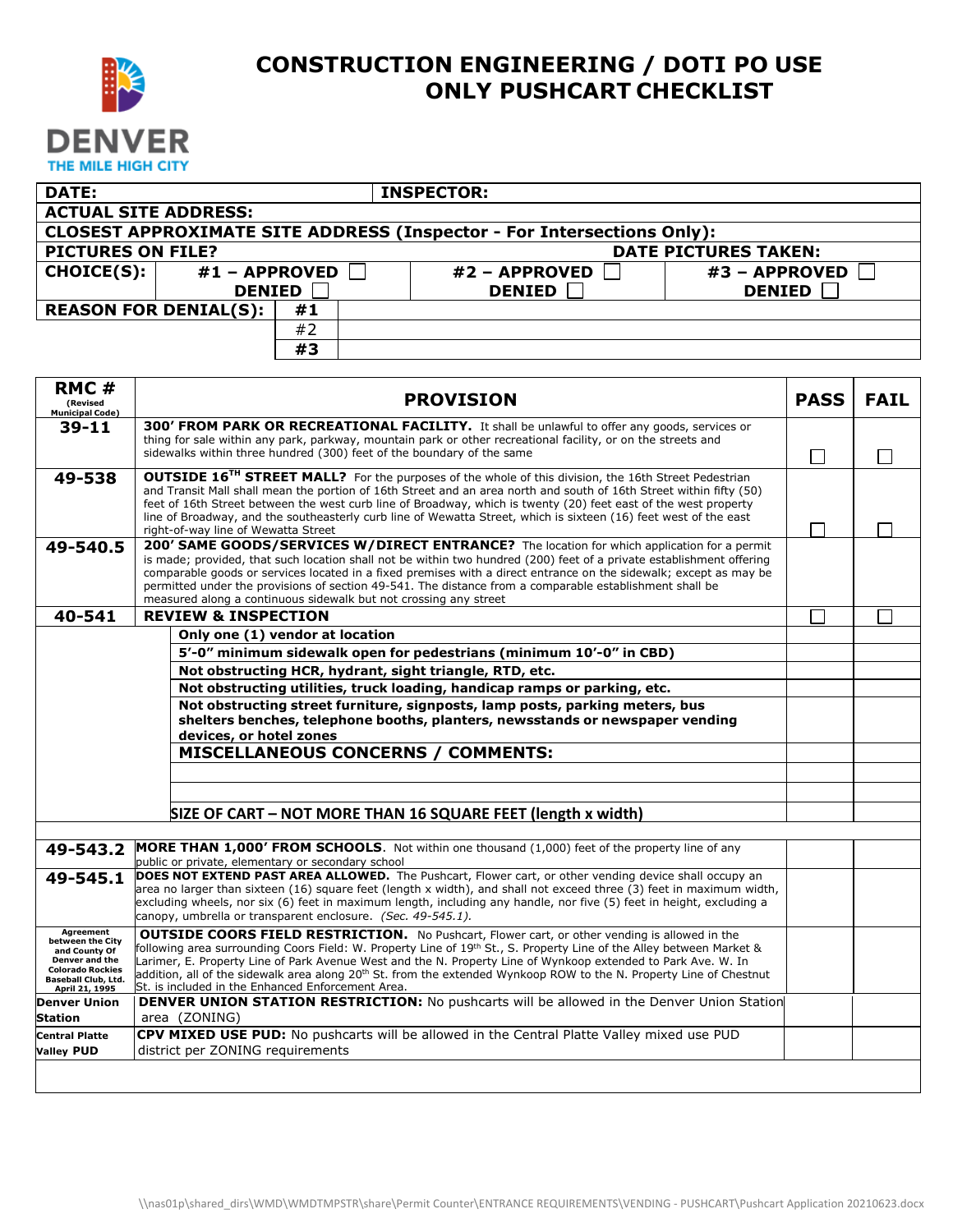DENVER
THE MILE HIGH CITY

# CONSTRUCTION ENGINEERING / DOTI PO USE ONLY PUSHCART CHECKLIST

| | | | |
|---|---|---|---|
| **DATE:** | | **INSPECTOR:** | |
| **ACTUAL SITE ADDRESS:** | | | |
| **CLOSEST APPROXIMATE SITE ADDRESS (Inspector - For Intersections Only):** | | | |
| **PICTURES ON FILE?** | | **DATE PICTURES TAKEN:** | |
| **CHOICE(S):** | **#1 – APPROVED** ☐ **DENIED** ☐ | **#2 – APPROVED** ☐ **DENIED** ☐ | **#3 – APPROVED** ☐ **DENIED** ☐ |
| **REASON FOR DENIAL(S):** | **#1** | | |
| | #2 | | |
| | **#3** | | |

| RMC # (Revised Municipal Code) | PROVISION | PASS | FAIL |
|---|---|---|---|
| **39-11** | **300' FROM PARK OR RECREATIONAL FACILITY.** It shall be unlawful to offer any goods, services or thing for sale within any park, parkway, mountain park or other recreational facility, or on the streets and sidewalks within three hundred (300) feet of the boundary of the same | ☐ | ☐ |
| **49-538** | **OUTSIDE 16TH STREET MALL?** For the purposes of the whole of this division, the 16th Street Pedestrian and Transit Mall shall mean the portion of 16th Street and an area north and south of 16th Street within fifty (50) feet of 16th Street between the west curb line of Broadway, which is twenty (20) feet east of the west property line of Broadway, and the southeasterly curb line of Wewatta Street, which is sixteen (16) feet west of the east right-of-way line of Wewatta Street | ☐ | ☐ |
| **49-540.5** | **200' SAME GOODS/SERVICES W/DIRECT ENTRANCE?** The location for which application for a permit is made; provided, that such location shall not be within two hundred (200) feet of a private establishment offering comparable goods or services located in a fixed premises with a direct entrance on the sidewalk; except as may be permitted under the provisions of section 49-541. The distance from a comparable establishment shall be measured along a continuous sidewalk but not crossing any street | | |
| **40-541** | **REVIEW & INSPECTION** | ☐ | ☐ |
| | **Only one (1) vendor at location** | | |
| | **5'-0" minimum sidewalk open for pedestrians (minimum 10'-0" in CBD)** | | |
| | **Not obstructing HCR, hydrant, sight triangle, RTD, etc.** | | |
| | **Not obstructing utilities, truck loading, handicap ramps or parking, etc.** | | |
| | **Not obstructing street furniture, signposts, lamp posts, parking meters, bus shelters benches, telephone booths, planters, newsstands or newspaper vending devices, or hotel zones** | | |
| | **MISCELLANEOUS CONCERNS / COMMENTS:** | | |
| | | | |
| | | | |
| | **SIZE OF CART – NOT MORE THAN 16 SQUARE FEET (length x width)** | | |
| | | | |
| **49-543.2** | **MORE THAN 1,000' FROM SCHOOLS**. Not within one thousand (1,000) feet of the property line of any public or private, elementary or secondary school | | |
| **49-545.1** | **DOES NOT EXTEND PAST AREA ALLOWED.** The Pushcart, Flower cart, or other vending device shall occupy an area no larger than sixteen (16) square feet (length x width), and shall not exceed three (3) feet in maximum width, excluding wheels, nor six (6) feet in maximum length, including any handle, nor five (5) feet in height, excluding a canopy, umbrella or transparent enclosure. *(Sec. 49-545.1).* | | |
| Agreement between the City and County Of Denver and the Colorado Rockies Baseball Club, Ltd. April 21, 1995 | **OUTSIDE COORS FIELD RESTRICTION.** No Pushcart, Flower cart, or other vending is allowed in the following area surrounding Coors Field: W. Property Line of 19th St., S. Property Line of the Alley between Market & Larimer, E. Property Line of Park Avenue West and the N. Property Line of Wynkoop extended to Park Ave. W. In addition, all of the sidewalk area along 20th St. from the extended Wynkoop ROW to the N. Property Line of Chestnut St. is included in the Enhanced Enforcement Area. | | |
| **Denver Union Station** | **DENVER UNION STATION RESTRICTION:** No pushcarts will be allowed in the Denver Union Station area (ZONING) | | |
| **Central Platte Valley PUD** | **CPV MIXED USE PUD:** No pushcarts will be allowed in the Central Platte Valley mixed use PUD district per ZONING requirements | | |

\\nas01p\shared_dirs\WMD\WMDTMPSTR\share\Permit Counter\ENTRANCE REQUIREMENTS\VENDING - PUSHCART\Pushcart Application 20210623.docx